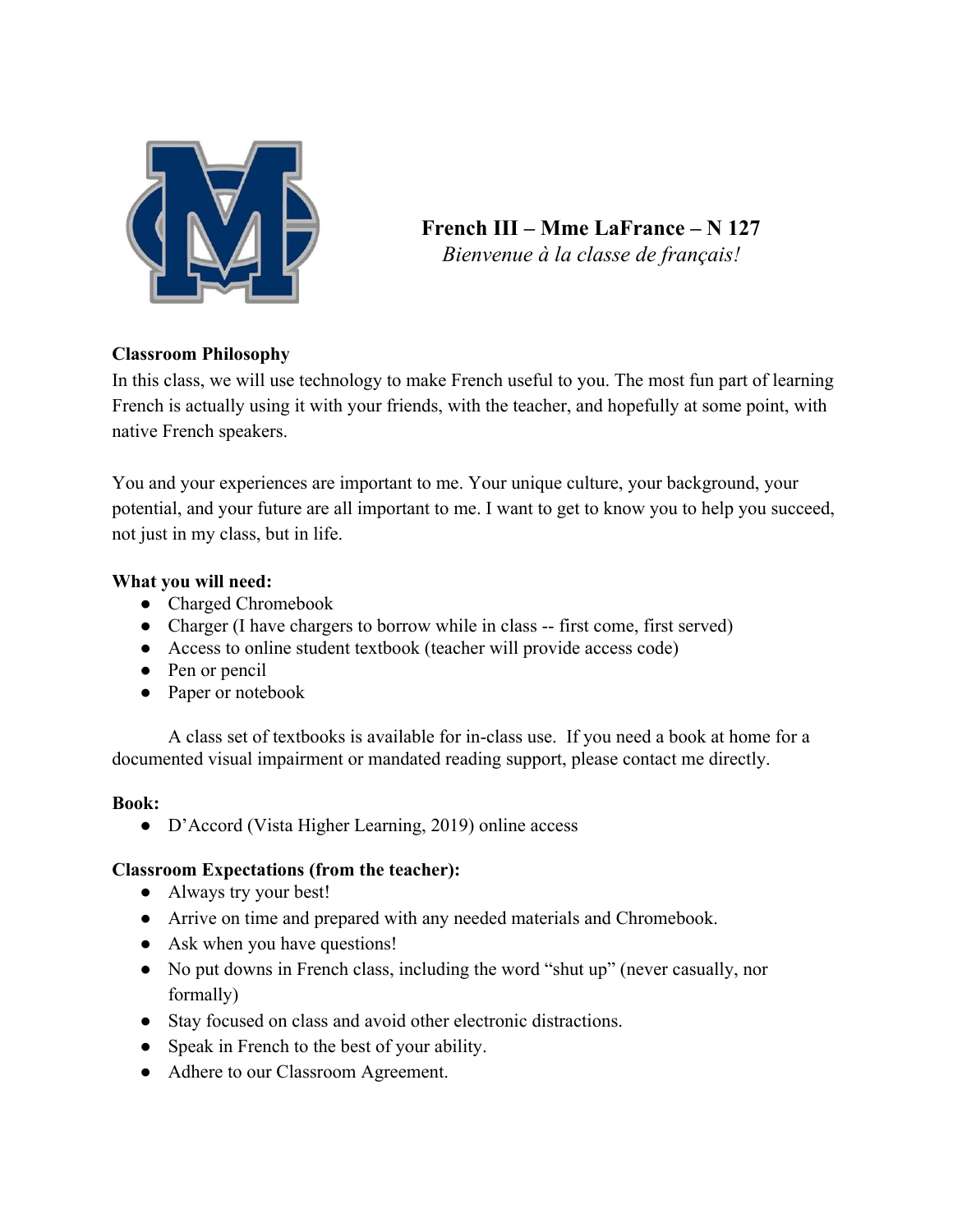# French III – Mme LaFrance – N 127

*Bienvenue à la classe de français!*

**Classroom Philosophy**

In this class, we will use technology to make French useful to you. The most fun part of learning French is actually using it with your friends, with the teacher, and hopefully at some point, with native French speakers.

You and your experiences are important to me. Your unique culture, your background, your potential, and your future are all important to me. I want to get to know you to help you succeed, not just in my class, but in life.

**What you will need:**

- Charged Chromebook
- Charger (I have chargers to borrow while in class -- first come, first served)
- Access to online student textbook (teacher will provide access code)
- Pen or pencil
- Paper or notebook

A class set of textbooks is available for in-class use. If you need a book at home for a documented visual impairment or mandated reading support, please contact me directly.

**Book:**

- D'Accord (Vista Higher Learning, 2019) online access

**Classroom Expectations (from the teacher):**

- Always try your best!
- Arrive on time and prepared with any needed materials and Chromebook.
- Ask when you have questions!
- No put downs in French class, including the word "shut up" (never casually, nor formally)
- Stay focused on class and avoid other electronic distractions.
- Speak in French to the best of your ability.
- Adhere to our Classroom Agreement.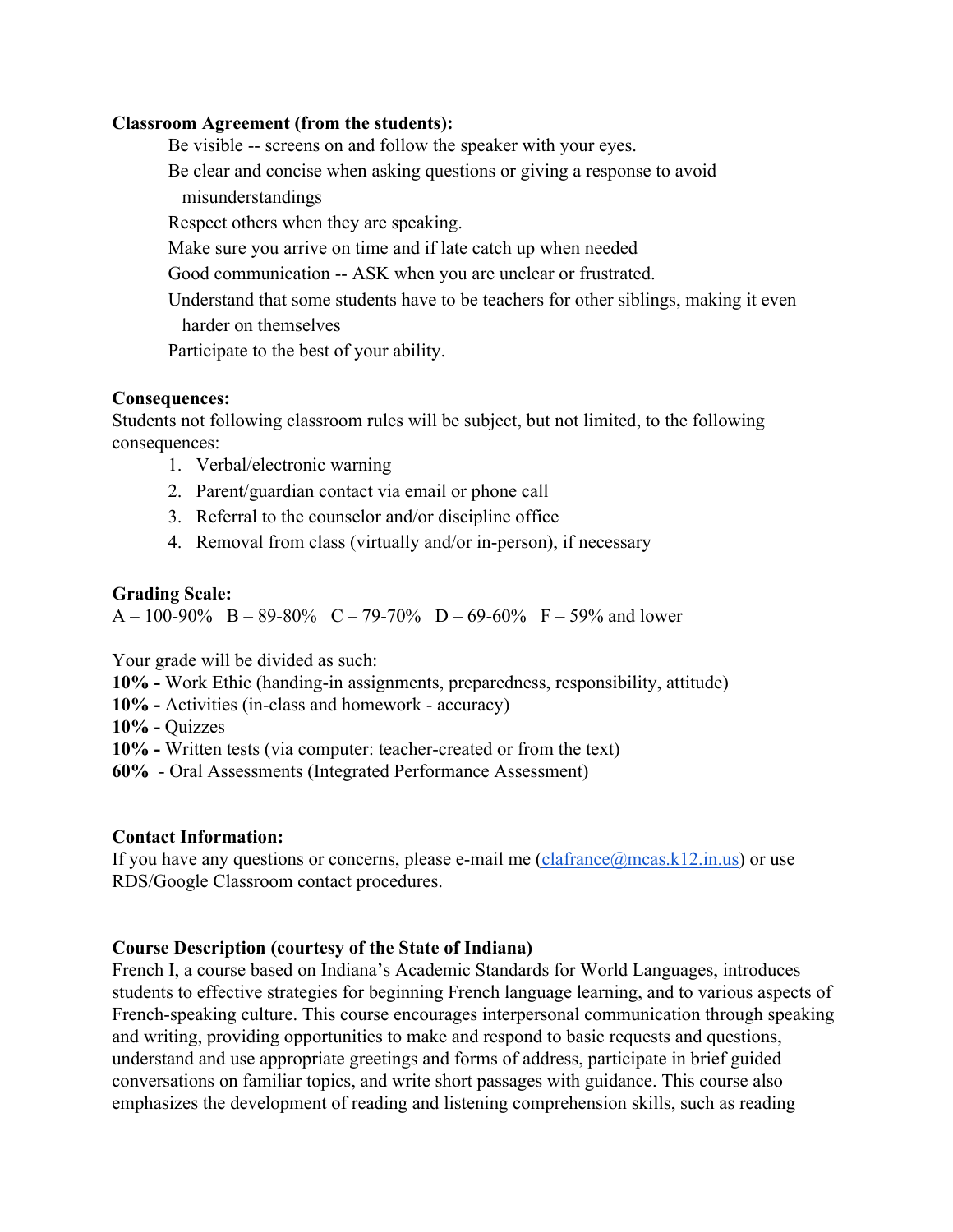**Classroom Agreement (from the students):**

Be visible -- screens on and follow the speaker with your eyes.

Be clear and concise when asking questions or giving a response to avoid misunderstandings

Respect others when they are speaking.

Make sure you arrive on time and if late catch up when needed

Good communication -- ASK when you are unclear or frustrated.

Understand that some students have to be teachers for other siblings, making it even harder on themselves

Participate to the best of your ability.

**Consequences:**

Students not following classroom rules will be subject, but not limited, to the following consequences:

1. Verbal/electronic warning
2. Parent/guardian contact via email or phone call
3. Referral to the counselor and/or discipline office
4. Removal from class (virtually and/or in-person), if necessary

**Grading Scale:**

A – 100-90%   B – 89-80%   C – 79-70%   D – 69-60%   F – 59% and lower

Your grade will be divided as such:

**10% -** Work Ethic (handing-in assignments, preparedness, responsibility, attitude)
**10% -** Activities (in-class and homework - accuracy)
**10% -** Quizzes
**10% -** Written tests (via computer: teacher-created or from the text)
**60%** - Oral Assessments (Integrated Performance Assessment)

**Contact Information:**

If you have any questions or concerns, please e-mail me (clafrance@mcas.k12.in.us) or use RDS/Google Classroom contact procedures.

**Course Description (courtesy of the State of Indiana)**

French I, a course based on Indiana's Academic Standards for World Languages, introduces students to effective strategies for beginning French language learning, and to various aspects of French-speaking culture. This course encourages interpersonal communication through speaking and writing, providing opportunities to make and respond to basic requests and questions, understand and use appropriate greetings and forms of address, participate in brief guided conversations on familiar topics, and write short passages with guidance. This course also emphasizes the development of reading and listening comprehension skills, such as reading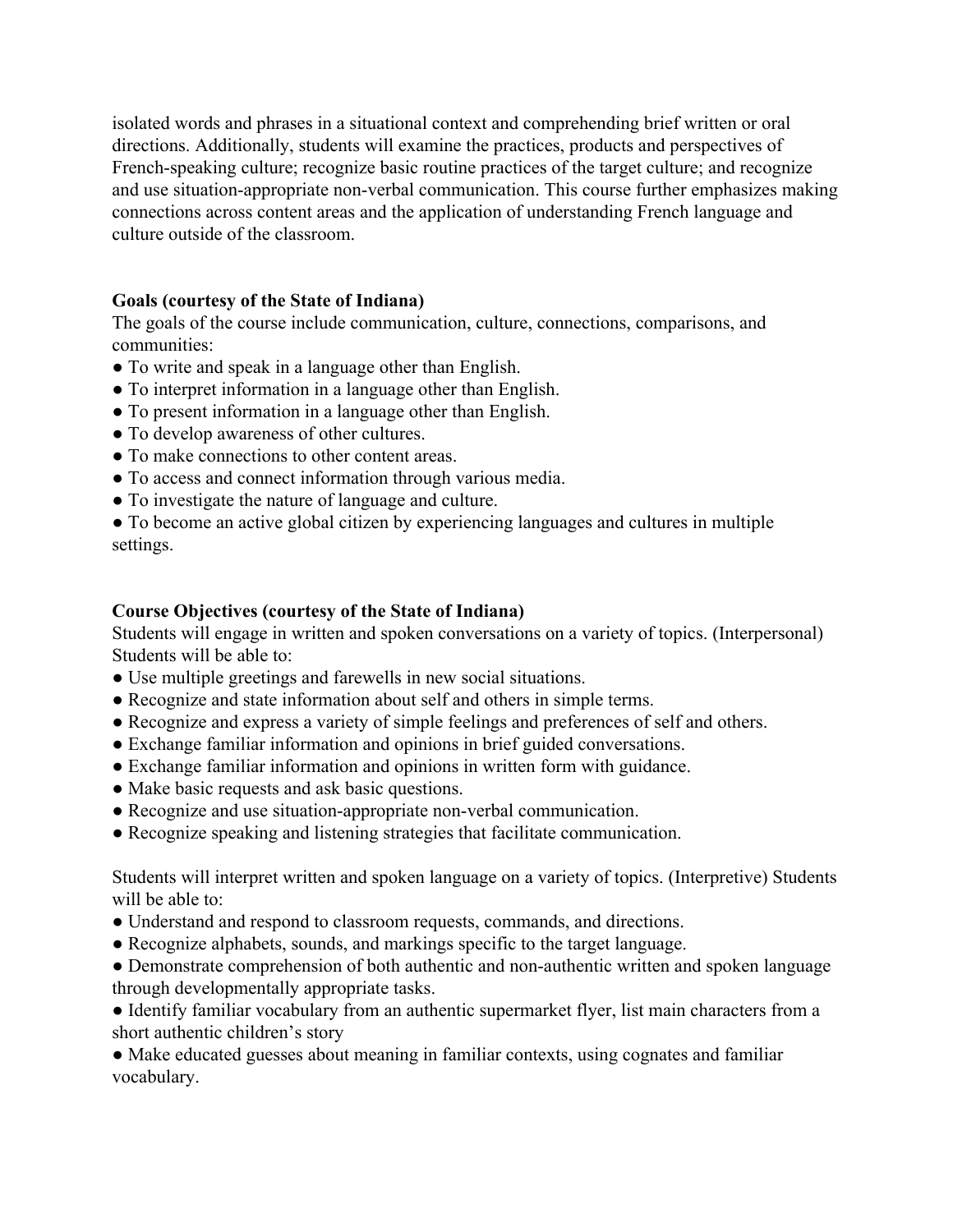isolated words and phrases in a situational context and comprehending brief written or oral directions. Additionally, students will examine the practices, products and perspectives of French-speaking culture; recognize basic routine practices of the target culture; and recognize and use situation-appropriate non-verbal communication. This course further emphasizes making connections across content areas and the application of understanding French language and culture outside of the classroom.

**Goals (courtesy of the State of Indiana)**

The goals of the course include communication, culture, connections, comparisons, and communities:

- To write and speak in a language other than English.
- To interpret information in a language other than English.
- To present information in a language other than English.
- To develop awareness of other cultures.
- To make connections to other content areas.
- To access and connect information through various media.
- To investigate the nature of language and culture.
- To become an active global citizen by experiencing languages and cultures in multiple settings.

**Course Objectives (courtesy of the State of Indiana)**

Students will engage in written and spoken conversations on a variety of topics. (Interpersonal) Students will be able to:

- Use multiple greetings and farewells in new social situations.
- Recognize and state information about self and others in simple terms.
- Recognize and express a variety of simple feelings and preferences of self and others.
- Exchange familiar information and opinions in brief guided conversations.
- Exchange familiar information and opinions in written form with guidance.
- Make basic requests and ask basic questions.
- Recognize and use situation-appropriate non-verbal communication.
- Recognize speaking and listening strategies that facilitate communication.

Students will interpret written and spoken language on a variety of topics. (Interpretive) Students will be able to:

- Understand and respond to classroom requests, commands, and directions.
- Recognize alphabets, sounds, and markings specific to the target language.
- Demonstrate comprehension of both authentic and non-authentic written and spoken language through developmentally appropriate tasks.
- Identify familiar vocabulary from an authentic supermarket flyer, list main characters from a short authentic children's story
- Make educated guesses about meaning in familiar contexts, using cognates and familiar vocabulary.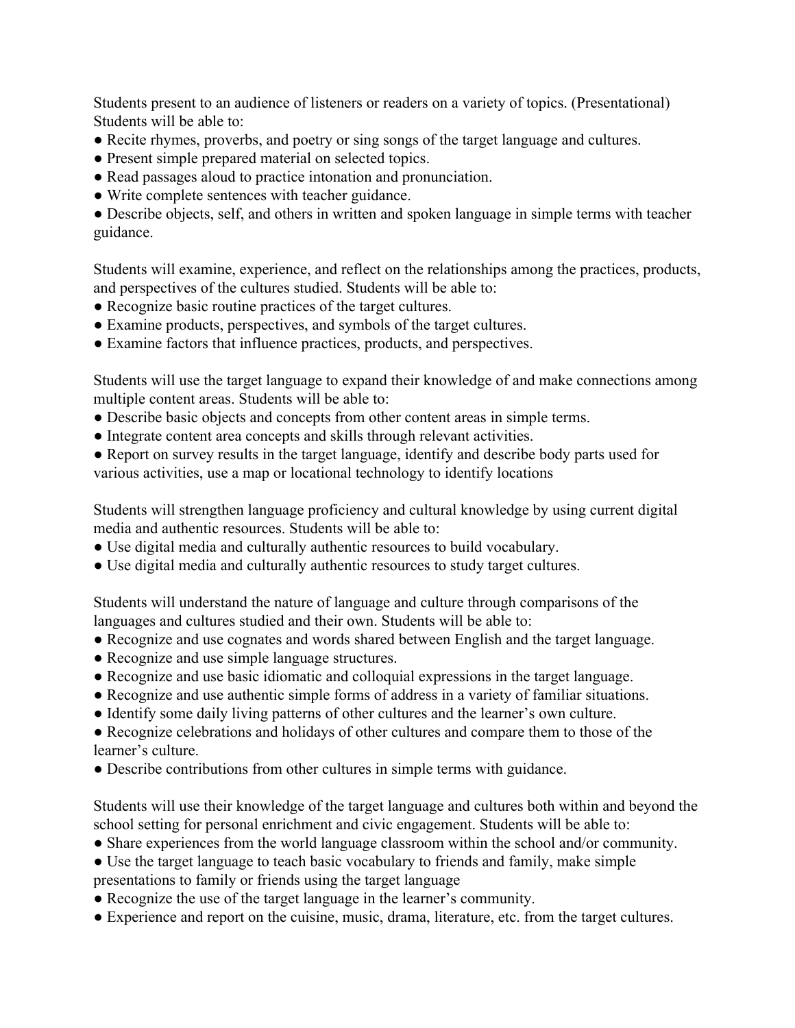Students present to an audience of listeners or readers on a variety of topics. (Presentational) Students will be able to:

- Recite rhymes, proverbs, and poetry or sing songs of the target language and cultures.
- Present simple prepared material on selected topics.
- Read passages aloud to practice intonation and pronunciation.
- Write complete sentences with teacher guidance.
- Describe objects, self, and others in written and spoken language in simple terms with teacher guidance.

Students will examine, experience, and reflect on the relationships among the practices, products, and perspectives of the cultures studied. Students will be able to:

- Recognize basic routine practices of the target cultures.
- Examine products, perspectives, and symbols of the target cultures.
- Examine factors that influence practices, products, and perspectives.

Students will use the target language to expand their knowledge of and make connections among multiple content areas. Students will be able to:

- Describe basic objects and concepts from other content areas in simple terms.
- Integrate content area concepts and skills through relevant activities.
- Report on survey results in the target language, identify and describe body parts used for various activities, use a map or locational technology to identify locations

Students will strengthen language proficiency and cultural knowledge by using current digital media and authentic resources. Students will be able to:

- Use digital media and culturally authentic resources to build vocabulary.
- Use digital media and culturally authentic resources to study target cultures.

Students will understand the nature of language and culture through comparisons of the languages and cultures studied and their own. Students will be able to:

- Recognize and use cognates and words shared between English and the target language.
- Recognize and use simple language structures.
- Recognize and use basic idiomatic and colloquial expressions in the target language.
- Recognize and use authentic simple forms of address in a variety of familiar situations.
- Identify some daily living patterns of other cultures and the learner's own culture.
- Recognize celebrations and holidays of other cultures and compare them to those of the learner's culture.
- Describe contributions from other cultures in simple terms with guidance.

Students will use their knowledge of the target language and cultures both within and beyond the school setting for personal enrichment and civic engagement. Students will be able to:

- Share experiences from the world language classroom within the school and/or community.
- Use the target language to teach basic vocabulary to friends and family, make simple presentations to family or friends using the target language
- Recognize the use of the target language in the learner's community.
- Experience and report on the cuisine, music, drama, literature, etc. from the target cultures.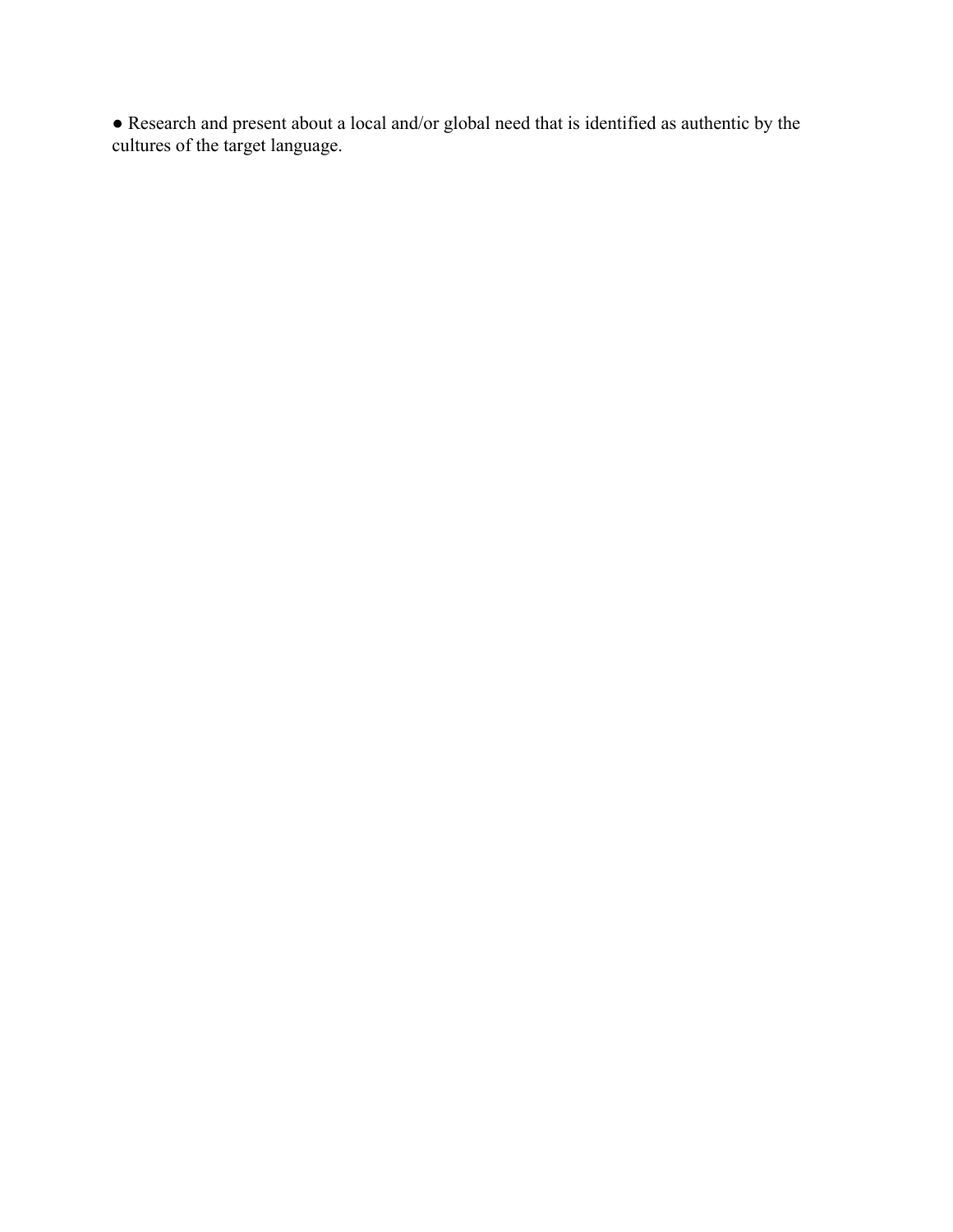- Research and present about a local and/or global need that is identified as authentic by the cultures of the target language.